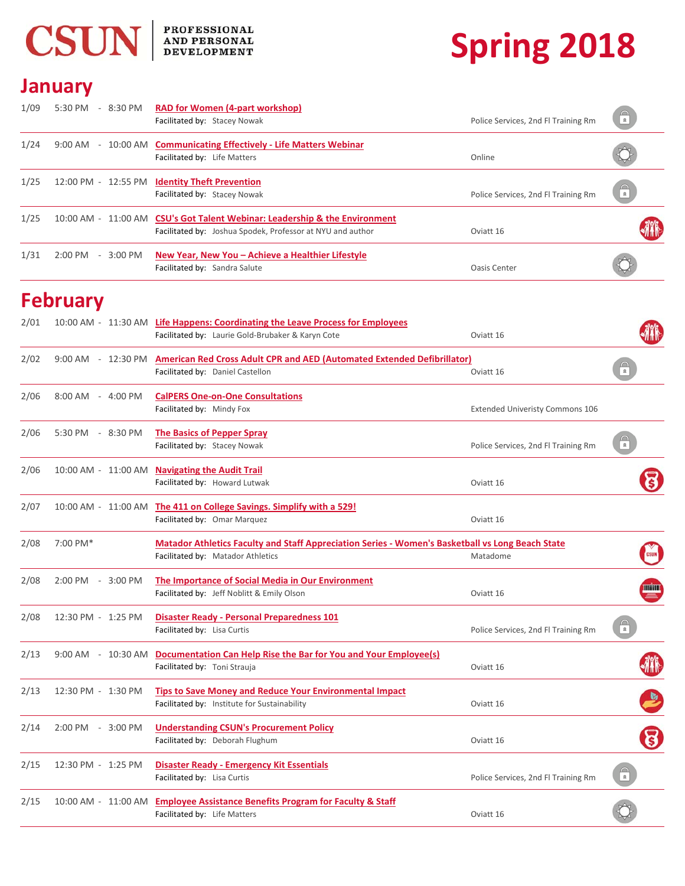**CSUN** | PROFESSIONAL AND PERSONAL DEVELOPMENT

# Spring 2018

## January

| Date | Time | Event | Location |
|---|---|---|---|
| 1/09 | 5:30 PM - 8:30 PM | **RAD for Women (4-part workshop)**<br>Facilitated by: Stacey Nowak | Police Services, 2nd Fl Training Rm |
| 1/24 | 9:00 AM - 10:00 AM | **Communicating Effectively - Life Matters Webinar**<br>Facilitated by: Life Matters | Online |
| 1/25 | 12:00 PM - 12:55 PM | **Identity Theft Prevention**<br>Facilitated by: Stacey Nowak | Police Services, 2nd Fl Training Rm |
| 1/25 | 10:00 AM - 11:00 AM | **CSU's Got Talent Webinar: Leadership & the Environment**<br>Facilitated by: Joshua Spodek, Professor at NYU and author | Oviatt 16 |
| 1/31 | 2:00 PM - 3:00 PM | **New Year, New You – Achieve a Healthier Lifestyle**<br>Facilitated by: Sandra Salute | Oasis Center |

## February

| Date | Time | Event | Location |
|---|---|---|---|
| 2/01 | 10:00 AM - 11:30 AM | **Life Happens: Coordinating the Leave Process for Employees**<br>Facilitated by: Laurie Gold-Brubaker & Karyn Cote | Oviatt 16 |
| 2/02 | 9:00 AM - 12:30 PM | **American Red Cross Adult CPR and AED (Automated Extended Defibrillator)**<br>Facilitated by: Daniel Castellon | Oviatt 16 |
| 2/06 | 8:00 AM - 4:00 PM | **CalPERS One-on-One Consultations**<br>Facilitated by: Mindy Fox | Extended Univeristy Commons 106 |
| 2/06 | 5:30 PM - 8:30 PM | **The Basics of Pepper Spray**<br>Facilitated by: Stacey Nowak | Police Services, 2nd Fl Training Rm |
| 2/06 | 10:00 AM - 11:00 AM | **Navigating the Audit Trail**<br>Facilitated by: Howard Lutwak | Oviatt 16 |
| 2/07 | 10:00 AM - 11:00 AM | **The 411 on College Savings. Simplify with a 529!**<br>Facilitated by: Omar Marquez | Oviatt 16 |
| 2/08 | 7:00 PM* | **Matador Athletics Faculty and Staff Appreciation Series - Women's Basketball vs Long Beach State**<br>Facilitated by: Matador Athletics | Matadome |
| 2/08 | 2:00 PM - 3:00 PM | **The Importance of Social Media in Our Environment**<br>Facilitated by: Jeff Noblitt & Emily Olson | Oviatt 16 |
| 2/08 | 12:30 PM - 1:25 PM | **Disaster Ready - Personal Preparedness 101**<br>Facilitated by: Lisa Curtis | Police Services, 2nd Fl Training Rm |
| 2/13 | 9:00 AM - 10:30 AM | **Documentation Can Help Rise the Bar for You and Your Employee(s)**<br>Facilitated by: Toni Strauja | Oviatt 16 |
| 2/13 | 12:30 PM - 1:30 PM | **Tips to Save Money and Reduce Your Environmental Impact**<br>Facilitated by: Institute for Sustainability | Oviatt 16 |
| 2/14 | 2:00 PM - 3:00 PM | **Understanding CSUN's Procurement Policy**<br>Facilitated by: Deborah Flughum | Oviatt 16 |
| 2/15 | 12:30 PM - 1:25 PM | **Disaster Ready - Emergency Kit Essentials**<br>Facilitated by: Lisa Curtis | Police Services, 2nd Fl Training Rm |
| 2/15 | 10:00 AM - 11:00 AM | **Employee Assistance Benefits Program for Faculty & Staff**<br>Facilitated by: Life Matters | Oviatt 16 |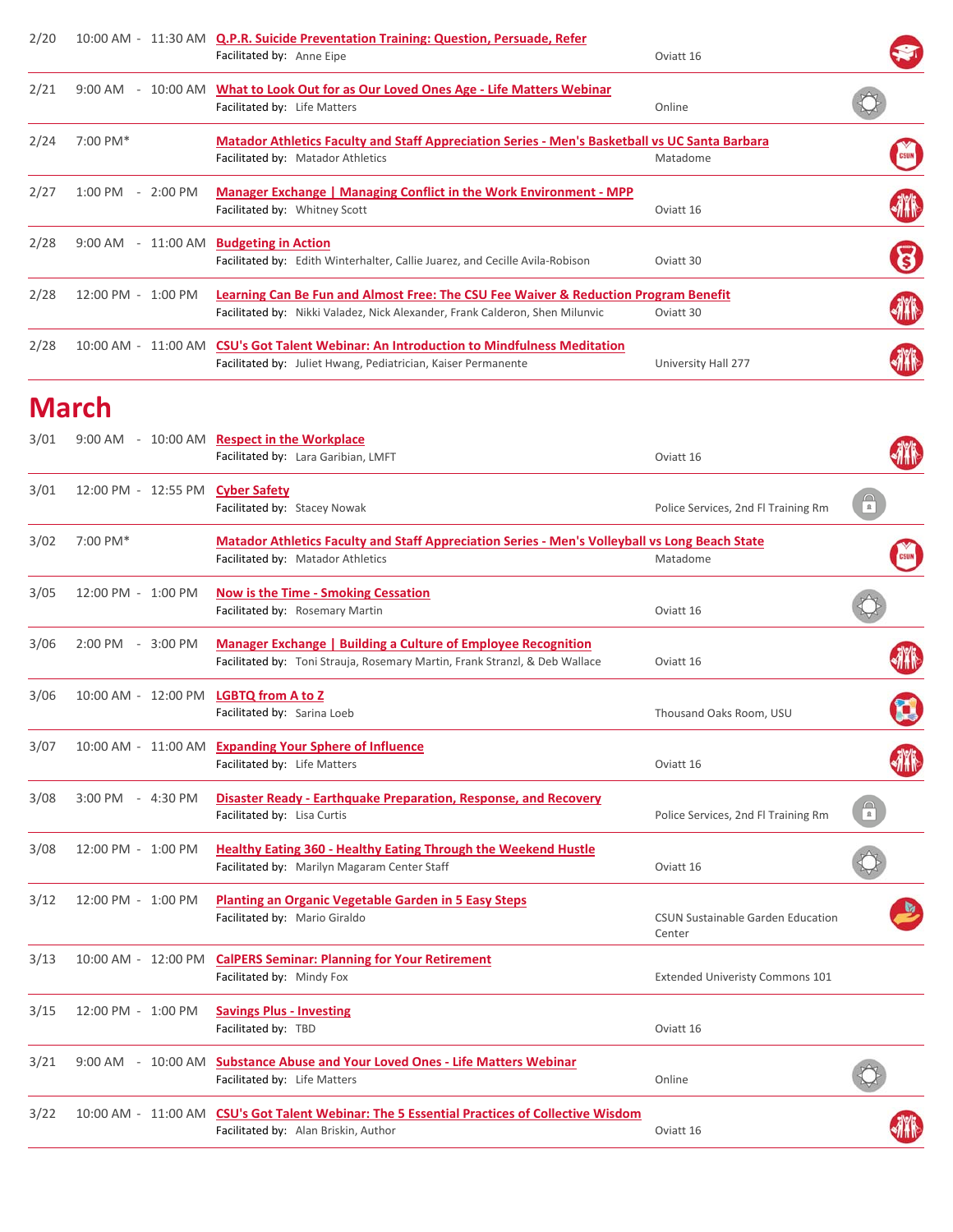| Date | Time | Event | Location |
|---|---|---|---|
| 2/20 | 10:00 AM - 11:30 AM | Q.P.R. Suicide Prevention Training: Question, Persuade, Refer<br>Facilitated by: Anne Eipe | Oviatt 16 |
| 2/21 | 9:00 AM - 10:00 AM | What to Look Out for as Our Loved Ones Age - Life Matters Webinar<br>Facilitated by: Life Matters | Online |
| 2/24 | 7:00 PM* | Matador Athletics Faculty and Staff Appreciation Series - Men's Basketball vs UC Santa Barbara<br>Facilitated by: Matador Athletics | Matadome |
| 2/27 | 1:00 PM - 2:00 PM | Manager Exchange \| Managing Conflict in the Work Environment - MPP<br>Facilitated by: Whitney Scott | Oviatt 16 |
| 2/28 | 9:00 AM - 11:00 AM | Budgeting in Action<br>Facilitated by: Edith Winterhalter, Callie Juarez, and Cecille Avila-Robison | Oviatt 30 |
| 2/28 | 12:00 PM - 1:00 PM | Learning Can Be Fun and Almost Free: The CSU Fee Waiver & Reduction Program Benefit<br>Facilitated by: Nikki Valadez, Nick Alexander, Frank Calderon, Shen Milunvic | Oviatt 30 |
| 2/28 | 10:00 AM - 11:00 AM | CSU's Got Talent Webinar: An Introduction to Mindfulness Meditation<br>Facilitated by: Juliet Hwang, Pediatrician, Kaiser Permanente | University Hall 277 |

# March

| Date | Time | Event | Location |
|---|---|---|---|
| 3/01 | 9:00 AM - 10:00 AM | Respect in the Workplace<br>Facilitated by: Lara Garibian, LMFT | Oviatt 16 |
| 3/01 | 12:00 PM - 12:55 PM | Cyber Safety<br>Facilitated by: Stacey Nowak | Police Services, 2nd Fl Training Rm |
| 3/02 | 7:00 PM* | Matador Athletics Faculty and Staff Appreciation Series - Men's Volleyball vs Long Beach State<br>Facilitated by: Matador Athletics | Matadome |
| 3/05 | 12:00 PM - 1:00 PM | Now is the Time - Smoking Cessation<br>Facilitated by: Rosemary Martin | Oviatt 16 |
| 3/06 | 2:00 PM - 3:00 PM | Manager Exchange \| Building a Culture of Employee Recognition<br>Facilitated by: Toni Strauja, Rosemary Martin, Frank Stranzl, & Deb Wallace | Oviatt 16 |
| 3/06 | 10:00 AM - 12:00 PM | LGBTQ from A to Z<br>Facilitated by: Sarina Loeb | Thousand Oaks Room, USU |
| 3/07 | 10:00 AM - 11:00 AM | Expanding Your Sphere of Influence<br>Facilitated by: Life Matters | Oviatt 16 |
| 3/08 | 3:00 PM - 4:30 PM | Disaster Ready - Earthquake Preparation, Response, and Recovery<br>Facilitated by: Lisa Curtis | Police Services, 2nd Fl Training Rm |
| 3/08 | 12:00 PM - 1:00 PM | Healthy Eating 360 - Healthy Eating Through the Weekend Hustle<br>Facilitated by: Marilyn Magaram Center Staff | Oviatt 16 |
| 3/12 | 12:00 PM - 1:00 PM | Planting an Organic Vegetable Garden in 5 Easy Steps<br>Facilitated by: Mario Giraldo | CSUN Sustainable Garden Education Center |
| 3/13 | 10:00 AM - 12:00 PM | CalPERS Seminar: Planning for Your Retirement<br>Facilitated by: Mindy Fox | Extended Univeristy Commons 101 |
| 3/15 | 12:00 PM - 1:00 PM | Savings Plus - Investing<br>Facilitated by: TBD | Oviatt 16 |
| 3/21 | 9:00 AM - 10:00 AM | Substance Abuse and Your Loved Ones - Life Matters Webinar<br>Facilitated by: Life Matters | Online |
| 3/22 | 10:00 AM - 11:00 AM | CSU's Got Talent Webinar: The 5 Essential Practices of Collective Wisdom<br>Facilitated by: Alan Briskin, Author | Oviatt 16 |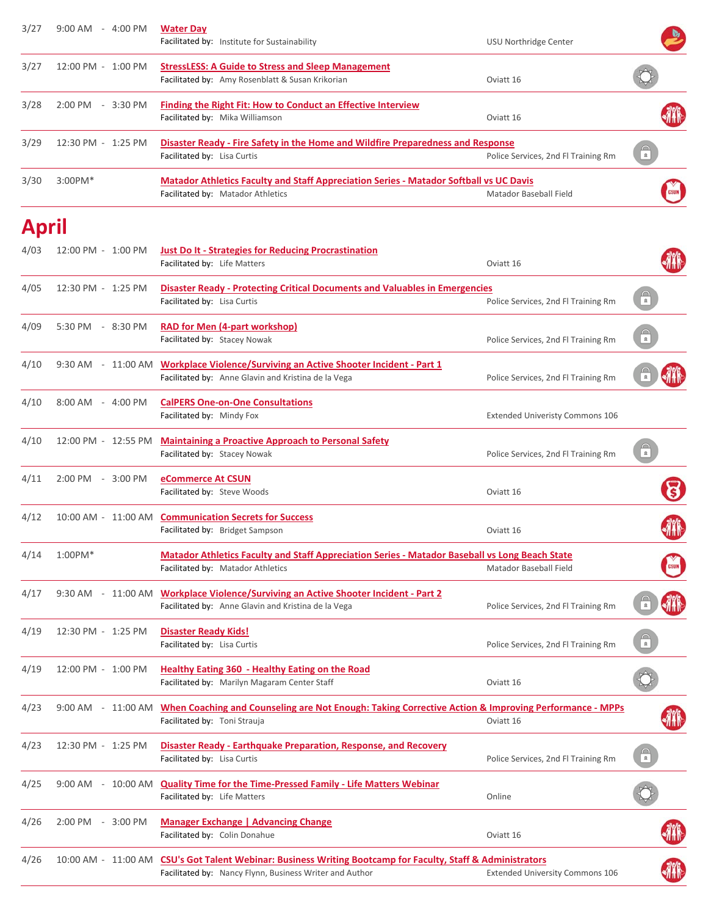| Date | Time | Event | Location |
|---|---|---|---|
| 3/27 | 9:00 AM - 4:00 PM | **Water Day**<br>Facilitated by: Institute for Sustainability | USU Northridge Center |
| 3/27 | 12:00 PM - 1:00 PM | **StressLESS: A Guide to Stress and Sleep Management**<br>Facilitated by: Amy Rosenblatt & Susan Krikorian | Oviatt 16 |
| 3/28 | 2:00 PM - 3:30 PM | **Finding the Right Fit: How to Conduct an Effective Interview**<br>Facilitated by: Mika Williamson | Oviatt 16 |
| 3/29 | 12:30 PM - 1:25 PM | **Disaster Ready - Fire Safety in the Home and Wildfire Preparedness and Response**<br>Facilitated by: Lisa Curtis | Police Services, 2nd Fl Training Rm |
| 3/30 | 3:00PM* | **Matador Athletics Faculty and Staff Appreciation Series - Matador Softball vs UC Davis**<br>Facilitated by: Matador Athletics | Matador Baseball Field |

# April

| Date | Time | Event | Location |
|---|---|---|---|
| 4/03 | 12:00 PM - 1:00 PM | **Just Do It - Strategies for Reducing Procrastination**<br>Facilitated by: Life Matters | Oviatt 16 |
| 4/05 | 12:30 PM - 1:25 PM | **Disaster Ready - Protecting Critical Documents and Valuables in Emergencies**<br>Facilitated by: Lisa Curtis | Police Services, 2nd Fl Training Rm |
| 4/09 | 5:30 PM - 8:30 PM | **RAD for Men (4-part workshop)**<br>Facilitated by: Stacey Nowak | Police Services, 2nd Fl Training Rm |
| 4/10 | 9:30 AM - 11:00 AM | **Workplace Violence/Surviving an Active Shooter Incident - Part 1**<br>Facilitated by: Anne Glavin and Kristina de la Vega | Police Services, 2nd Fl Training Rm |
| 4/10 | 8:00 AM - 4:00 PM | **CalPERS One-on-One Consultations**<br>Facilitated by: Mindy Fox | Extended Univeristy Commons 106 |
| 4/10 | 12:00 PM - 12:55 PM | **Maintaining a Proactive Approach to Personal Safety**<br>Facilitated by: Stacey Nowak | Police Services, 2nd Fl Training Rm |
| 4/11 | 2:00 PM - 3:00 PM | **eCommerce At CSUN**<br>Facilitated by: Steve Woods | Oviatt 16 |
| 4/12 | 10:00 AM - 11:00 AM | **Communication Secrets for Success**<br>Facilitated by: Bridget Sampson | Oviatt 16 |
| 4/14 | 1:00PM* | **Matador Athletics Faculty and Staff Appreciation Series - Matador Baseball vs Long Beach State**<br>Facilitated by: Matador Athletics | Matador Baseball Field |
| 4/17 | 9:30 AM - 11:00 AM | **Workplace Violence/Surviving an Active Shooter Incident - Part 2**<br>Facilitated by: Anne Glavin and Kristina de la Vega | Police Services, 2nd Fl Training Rm |
| 4/19 | 12:30 PM - 1:25 PM | **Disaster Ready Kids!**<br>Facilitated by: Lisa Curtis | Police Services, 2nd Fl Training Rm |
| 4/19 | 12:00 PM - 1:00 PM | **Healthy Eating 360 - Healthy Eating on the Road**<br>Facilitated by: Marilyn Magaram Center Staff | Oviatt 16 |
| 4/23 | 9:00 AM - 11:00 AM | **When Coaching and Counseling are Not Enough: Taking Corrective Action & Improving Performance - MPPs**<br>Facilitated by: Toni Strauja | Oviatt 16 |
| 4/23 | 12:30 PM - 1:25 PM | **Disaster Ready - Earthquake Preparation, Response, and Recovery**<br>Facilitated by: Lisa Curtis | Police Services, 2nd Fl Training Rm |
| 4/25 | 9:00 AM - 10:00 AM | **Quality Time for the Time-Pressed Family - Life Matters Webinar**<br>Facilitated by: Life Matters | Online |
| 4/26 | 2:00 PM - 3:00 PM | **Manager Exchange \| Advancing Change**<br>Facilitated by: Colin Donahue | Oviatt 16 |
| 4/26 | 10:00 AM - 11:00 AM | **CSU's Got Talent Webinar: Business Writing Bootcamp for Faculty, Staff & Administrators**<br>Facilitated by: Nancy Flynn, Business Writer and Author | Extended University Commons 106 |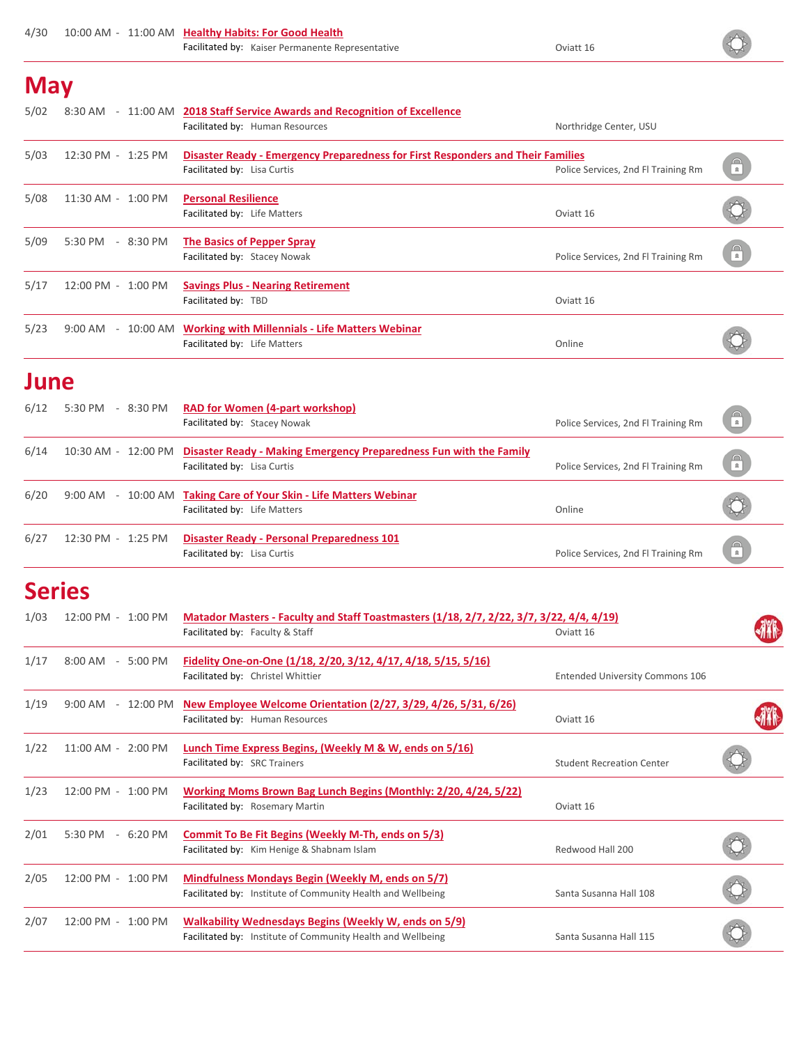| Date | Time | Event | Location |
|---|---|---|---|
| 4/30 | 10:00 AM - 11:00 AM | **Healthy Habits: For Good Health**<br>Facilitated by: Kaiser Permanente Representative | Oviatt 16 |

## May

| Date | Time | Event | Location |
|---|---|---|---|
| 5/02 | 8:30 AM - 11:00 AM | **2018 Staff Service Awards and Recognition of Excellence**<br>Facilitated by: Human Resources | Northridge Center, USU |
| 5/03 | 12:30 PM - 1:25 PM | **Disaster Ready - Emergency Preparedness for First Responders and Their Families**<br>Facilitated by: Lisa Curtis | Police Services, 2nd Fl Training Rm |
| 5/08 | 11:30 AM - 1:00 PM | **Personal Resilience**<br>Facilitated by: Life Matters | Oviatt 16 |
| 5/09 | 5:30 PM - 8:30 PM | **The Basics of Pepper Spray**<br>Facilitated by: Stacey Nowak | Police Services, 2nd Fl Training Rm |
| 5/17 | 12:00 PM - 1:00 PM | **Savings Plus - Nearing Retirement**<br>Facilitated by: TBD | Oviatt 16 |
| 5/23 | 9:00 AM - 10:00 AM | **Working with Millennials - Life Matters Webinar**<br>Facilitated by: Life Matters | Online |

## June

| Date | Time | Event | Location |
|---|---|---|---|
| 6/12 | 5:30 PM - 8:30 PM | **RAD for Women (4-part workshop)**<br>Facilitated by: Stacey Nowak | Police Services, 2nd Fl Training Rm |
| 6/14 | 10:30 AM - 12:00 PM | **Disaster Ready - Making Emergency Preparedness Fun with the Family**<br>Facilitated by: Lisa Curtis | Police Services, 2nd Fl Training Rm |
| 6/20 | 9:00 AM - 10:00 AM | **Taking Care of Your Skin - Life Matters Webinar**<br>Facilitated by: Life Matters | Online |
| 6/27 | 12:30 PM - 1:25 PM | **Disaster Ready - Personal Preparedness 101**<br>Facilitated by: Lisa Curtis | Police Services, 2nd Fl Training Rm |

## Series

| Date | Time | Event | Location |
|---|---|---|---|
| 1/03 | 12:00 PM - 1:00 PM | **Matador Masters - Faculty and Staff Toastmasters (1/18, 2/7, 2/22, 3/7, 3/22, 4/4, 4/19)**<br>Facilitated by: Faculty & Staff | Oviatt 16 |
| 1/17 | 8:00 AM - 5:00 PM | **Fidelity One-on-One (1/18, 2/20, 3/12, 4/17, 4/18, 5/15, 5/16)**<br>Facilitated by: Christel Whittier | Entended University Commons 106 |
| 1/19 | 9:00 AM - 12:00 PM | **New Employee Welcome Orientation (2/27, 3/29, 4/26, 5/31, 6/26)**<br>Facilitated by: Human Resources | Oviatt 16 |
| 1/22 | 11:00 AM - 2:00 PM | **Lunch Time Express Begins, (Weekly M & W, ends on 5/16)**<br>Facilitated by: SRC Trainers | Student Recreation Center |
| 1/23 | 12:00 PM - 1:00 PM | **Working Moms Brown Bag Lunch Begins (Monthly: 2/20, 4/24, 5/22)**<br>Facilitated by: Rosemary Martin | Oviatt 16 |
| 2/01 | 5:30 PM - 6:20 PM | **Commit To Be Fit Begins (Weekly M-Th, ends on 5/3)**<br>Facilitated by: Kim Henige & Shabnam Islam | Redwood Hall 200 |
| 2/05 | 12:00 PM - 1:00 PM | **Mindfulness Mondays Begin (Weekly M, ends on 5/7)**<br>Facilitated by: Institute of Community Health and Wellbeing | Santa Susanna Hall 108 |
| 2/07 | 12:00 PM - 1:00 PM | **Walkability Wednesdays Begins (Weekly W, ends on 5/9)**<br>Facilitated by: Institute of Community Health and Wellbeing | Santa Susanna Hall 115 |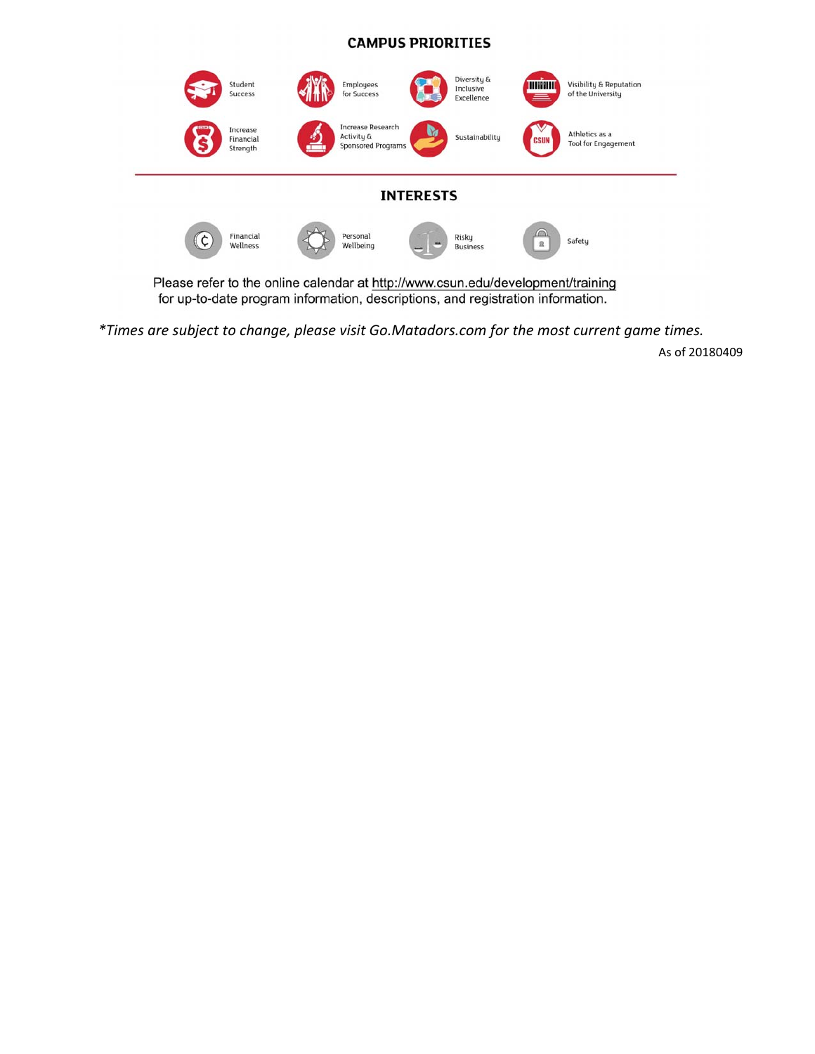## CAMPUS PRIORITIES

- Student Success
- Employees for Success
- Diversity & Inclusive Excellence
- Visibility & Reputation of the University
- Increase Financial Strength
- Increase Research Activity & Sponsored Programs
- Sustainability
- Athletics as a Tool for Engagement

## INTERESTS

- Financial Wellness
- Personal Wellbeing
- Risky Business
- Safety

Please refer to the online calendar at http://www.csun.edu/development/training for up-to-date program information, descriptions, and registration information.

*\*Times are subject to change, please visit Go.Matadors.com for the most current game times.*

As of 20180409